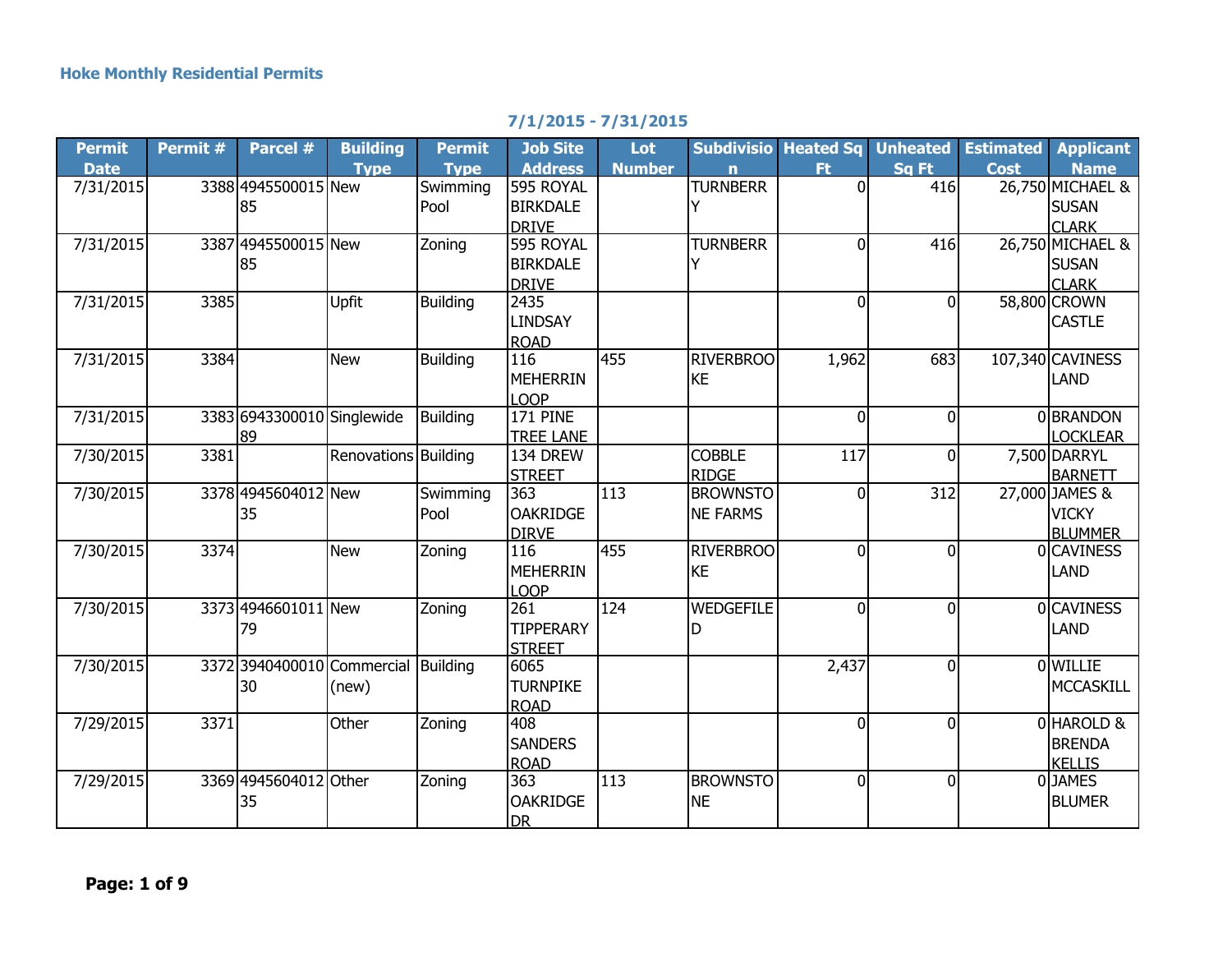**Hoke Monthly Residential Permits**

**7/1/2015 - 7/31/2015**

| Permit Date | Permit # | Parcel # | Building Type | Permit Type | Job Site Address | Lot Number | Subdivision | Heated Sq Ft | Unheated Sq Ft | Estimated Cost | Applicant Name |
|---|---|---|---|---|---|---|---|---|---|---|---|
| 7/31/2015 | 3388 | 494550001585 | New | Swimming Pool | 595 ROYAL BIRKDALE DRIVE | | TURNBERRY | 0 | 416 | 26,750 | MICHAEL & SUSAN CLARK |
| 7/31/2015 | 3387 | 494550001585 | New | Zoning | 595 ROYAL BIRKDALE DRIVE | | TURNBERRY | 0 | 416 | 26,750 | MICHAEL & SUSAN CLARK |
| 7/31/2015 | 3385 | | Upfit | Building | 2435 LINDSAY ROAD | | | 0 | 0 | 58,800 | CROWN CASTLE |
| 7/31/2015 | 3384 | | New | Building | 116 MEHERRIN LOOP | 455 | RIVERBROOKE | 1,962 | 683 | 107,340 | CAVINESS LAND |
| 7/31/2015 | 3383 | 694330001089 | Singlewide | Building | 171 PINE TREE LANE | | | 0 | 0 | 0 | BRANDON LOCKLEAR |
| 7/30/2015 | 3381 | | Renovations | Building | 134 DREW STREET | | COBBLE RIDGE | 117 | 0 | 7,500 | DARRYL BARNETT |
| 7/30/2015 | 3378 | 494560401235 | New | Swimming Pool | 363 OAKRIDGE DIRVE | 113 | BROWNSTONE FARMS | 0 | 312 | 27,000 | JAMES & VICKY BLUMMER |
| 7/30/2015 | 3374 | | New | Zoning | 116 MEHERRIN LOOP | 455 | RIVERBROOKE | 0 | 0 | 0 | CAVINESS LAND |
| 7/30/2015 | 3373 | 494660101179 | New | Zoning | 261 TIPPERARY STREET | 124 | WEDGEFILED | 0 | 0 | 0 | CAVINESS LAND |
| 7/30/2015 | 3372 | 394040001030 | Commercial (new) | Building | 6065 TURNPIKE ROAD | | | 2,437 | 0 | 0 | WILLIE MCCASKILL |
| 7/29/2015 | 3371 | | Other | Zoning | 408 SANDERS ROAD | | | 0 | 0 | 0 | HAROLD & BRENDA KELLIS |
| 7/29/2015 | 3369 | 494560401235 | Other | Zoning | 363 OAKRIDGE DR | 113 | BROWNSTONE | 0 | 0 | 0 | JAMES BLUMER |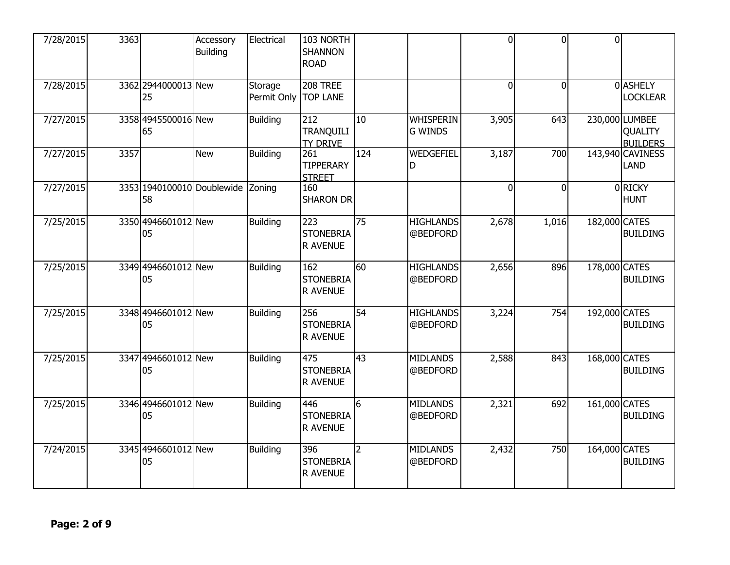| | | | | | | | | | | | |
|---|---|---|---|---|---|---|---|---|---|---|---|
| 7/28/2015 | 3363 | | Accessory Building | Electrical | 103 NORTH SHANNON ROAD | | | 0 | 0 | 0 | |
| 7/28/2015 | 3362 | 294400001325 | New | Storage Permit Only | 208 TREE TOP LANE | | | 0 | 0 | 0 | ASHELY LOCKLEAR |
| 7/27/2015 | 3358 | 494550001665 | New | Building | 212 TRANQUILITY DRIVE | 10 | WHISPERING WINDS | 3,905 | 643 | 230,000 | LUMBEE QUALITY BUILDERS |
| 7/27/2015 | 3357 | | New | Building | 261 TIPPERARY STREET | 124 | WEDGEFIELD | 3,187 | 700 | 143,940 | CAVINESS LAND |
| 7/27/2015 | 3353 | 194010001058 | Doublewide | Zoning | 160 SHARON DR | | | 0 | 0 | 0 | RICKY HUNT |
| 7/25/2015 | 3350 | 494660101205 | New | Building | 223 STONEBRIAR AVENUE | 75 | HIGHLANDS @BEDFORD | 2,678 | 1,016 | 182,000 | CATES BUILDING |
| 7/25/2015 | 3349 | 494660101205 | New | Building | 162 STONEBRIAR AVENUE | 60 | HIGHLANDS @BEDFORD | 2,656 | 896 | 178,000 | CATES BUILDING |
| 7/25/2015 | 3348 | 494660101205 | New | Building | 256 STONEBRIAR AVENUE | 54 | HIGHLANDS @BEDFORD | 3,224 | 754 | 192,000 | CATES BUILDING |
| 7/25/2015 | 3347 | 494660101205 | New | Building | 475 STONEBRIAR AVENUE | 43 | MIDLANDS @BEDFORD | 2,588 | 843 | 168,000 | CATES BUILDING |
| 7/25/2015 | 3346 | 494660101205 | New | Building | 446 STONEBRIAR AVENUE | 6 | MIDLANDS @BEDFORD | 2,321 | 692 | 161,000 | CATES BUILDING |
| 7/24/2015 | 3345 | 494660101205 | New | Building | 396 STONEBRIAR AVENUE | 2 | MIDLANDS @BEDFORD | 2,432 | 750 | 164,000 | CATES BUILDING |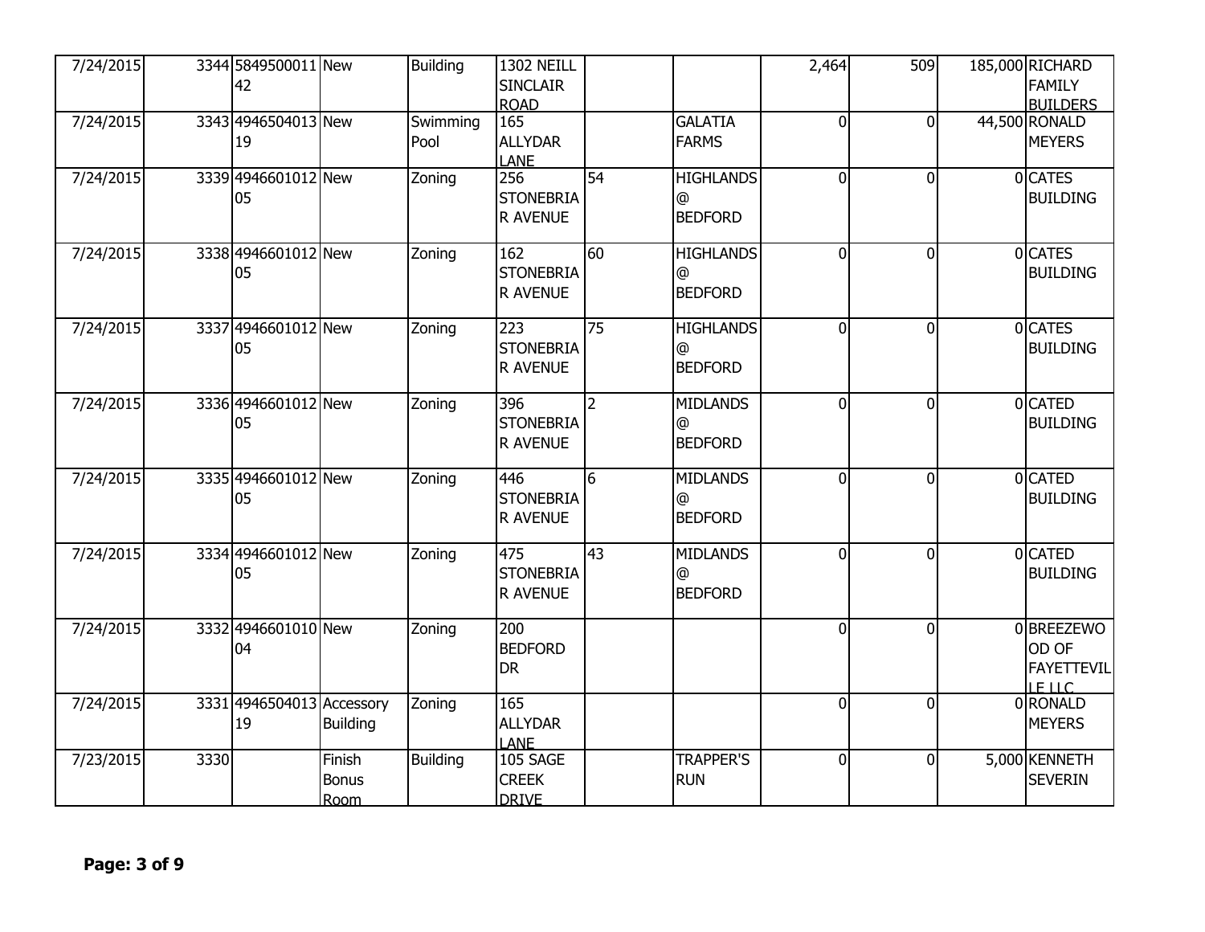| | | | | | | | | | | | |
|---|---|---|---|---|---|---|---|---|---|---|---|
| 7/24/2015 | 3344 | 584950001142 | New | Building | 1302 NEILL SINCLAIR ROAD | | | 2,464 | 509 | 185,000 | RICHARD FAMILY BUILDERS |
| 7/24/2015 | 3343 | 494650401319 | New | Swimming Pool | 165 ALLYDAR LANE | | GALATIA FARMS | 0 | 0 | 44,500 | RONALD MEYERS |
| 7/24/2015 | 3339 | 494660101205 | New | Zoning | 256 STONEBRIAR AVENUE | 54 | HIGHLANDS @ BEDFORD | 0 | 0 | 0 | CATES BUILDING |
| 7/24/2015 | 3338 | 494660101205 | New | Zoning | 162 STONEBRIAR AVENUE | 60 | HIGHLANDS @ BEDFORD | 0 | 0 | 0 | CATES BUILDING |
| 7/24/2015 | 3337 | 494660101205 | New | Zoning | 223 STONEBRIAR AVENUE | 75 | HIGHLANDS @ BEDFORD | 0 | 0 | 0 | CATES BUILDING |
| 7/24/2015 | 3336 | 494660101205 | New | Zoning | 396 STONEBRIAR AVENUE | 2 | MIDLANDS @ BEDFORD | 0 | 0 | 0 | CATED BUILDING |
| 7/24/2015 | 3335 | 494660101205 | New | Zoning | 446 STONEBRIAR AVENUE | 6 | MIDLANDS @ BEDFORD | 0 | 0 | 0 | CATED BUILDING |
| 7/24/2015 | 3334 | 494660101205 | New | Zoning | 475 STONEBRIAR AVENUE | 43 | MIDLANDS @ BEDFORD | 0 | 0 | 0 | CATED BUILDING |
| 7/24/2015 | 3332 | 494660101004 | New | Zoning | 200 BEDFORD DR | | | 0 | 0 | 0 | BREEZEWOOD OF FAYETTEVILLE LLC |
| 7/24/2015 | 3331 | 494650401319 | Accessory Building | Zoning | 165 ALLYDAR LANE | | | 0 | 0 | 0 | RONALD MEYERS |
| 7/23/2015 | 3330 | | Finish Bonus Room | Building | 105 SAGE CREEK DRIVE | | TRAPPER'S RUN | 0 | 0 | 5,000 | KENNETH SEVERIN |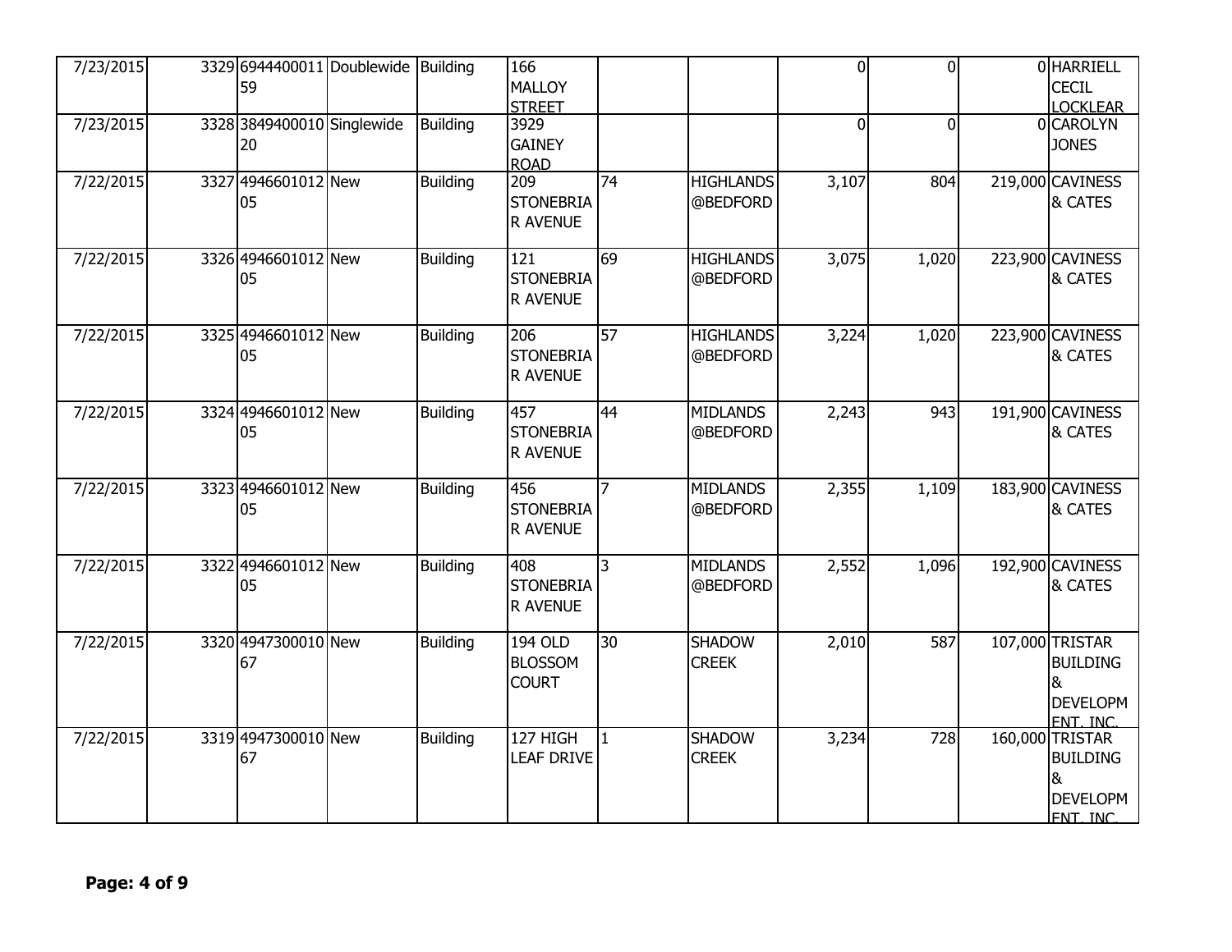| | | | | | | | | | | | |
|---|---|---|---|---|---|---|---|---|---|---|---|
| 7/23/2015 | 3329 | 694440001159 | Doublewide | Building | 166 MALLOY STREET | | | 0 | 0 | 0 | HARRIELL CECIL LOCKLEAR |
| 7/23/2015 | 3328 | 384940001020 | Singlewide | Building | 3929 GAINEY ROAD | | | 0 | 0 | 0 | CAROLYN JONES |
| 7/22/2015 | 3327 | 494660101205 | New | Building | 209 STONEBRIAR AVENUE | 74 | HIGHLANDS @BEDFORD | 3,107 | 804 | 219,000 | CAVINESS & CATES |
| 7/22/2015 | 3326 | 494660101205 | New | Building | 121 STONEBRIAR AVENUE | 69 | HIGHLANDS @BEDFORD | 3,075 | 1,020 | 223,900 | CAVINESS & CATES |
| 7/22/2015 | 3325 | 494660101205 | New | Building | 206 STONEBRIAR AVENUE | 57 | HIGHLANDS @BEDFORD | 3,224 | 1,020 | 223,900 | CAVINESS & CATES |
| 7/22/2015 | 3324 | 494660101205 | New | Building | 457 STONEBRIAR AVENUE | 44 | MIDLANDS @BEDFORD | 2,243 | 943 | 191,900 | CAVINESS & CATES |
| 7/22/2015 | 3323 | 494660101205 | New | Building | 456 STONEBRIAR AVENUE | 7 | MIDLANDS @BEDFORD | 2,355 | 1,109 | 183,900 | CAVINESS & CATES |
| 7/22/2015 | 3322 | 494660101205 | New | Building | 408 STONEBRIAR AVENUE | 3 | MIDLANDS @BEDFORD | 2,552 | 1,096 | 192,900 | CAVINESS & CATES |
| 7/22/2015 | 3320 | 494730001067 | New | Building | 194 OLD BLOSSOM COURT | 30 | SHADOW CREEK | 2,010 | 587 | 107,000 | TRISTAR BUILDING & DEVELOPMENT, INC. |
| 7/22/2015 | 3319 | 494730001067 | New | Building | 127 HIGH LEAF DRIVE | 1 | SHADOW CREEK | 3,234 | 728 | 160,000 | TRISTAR BUILDING & DEVELOPMENT, INC. |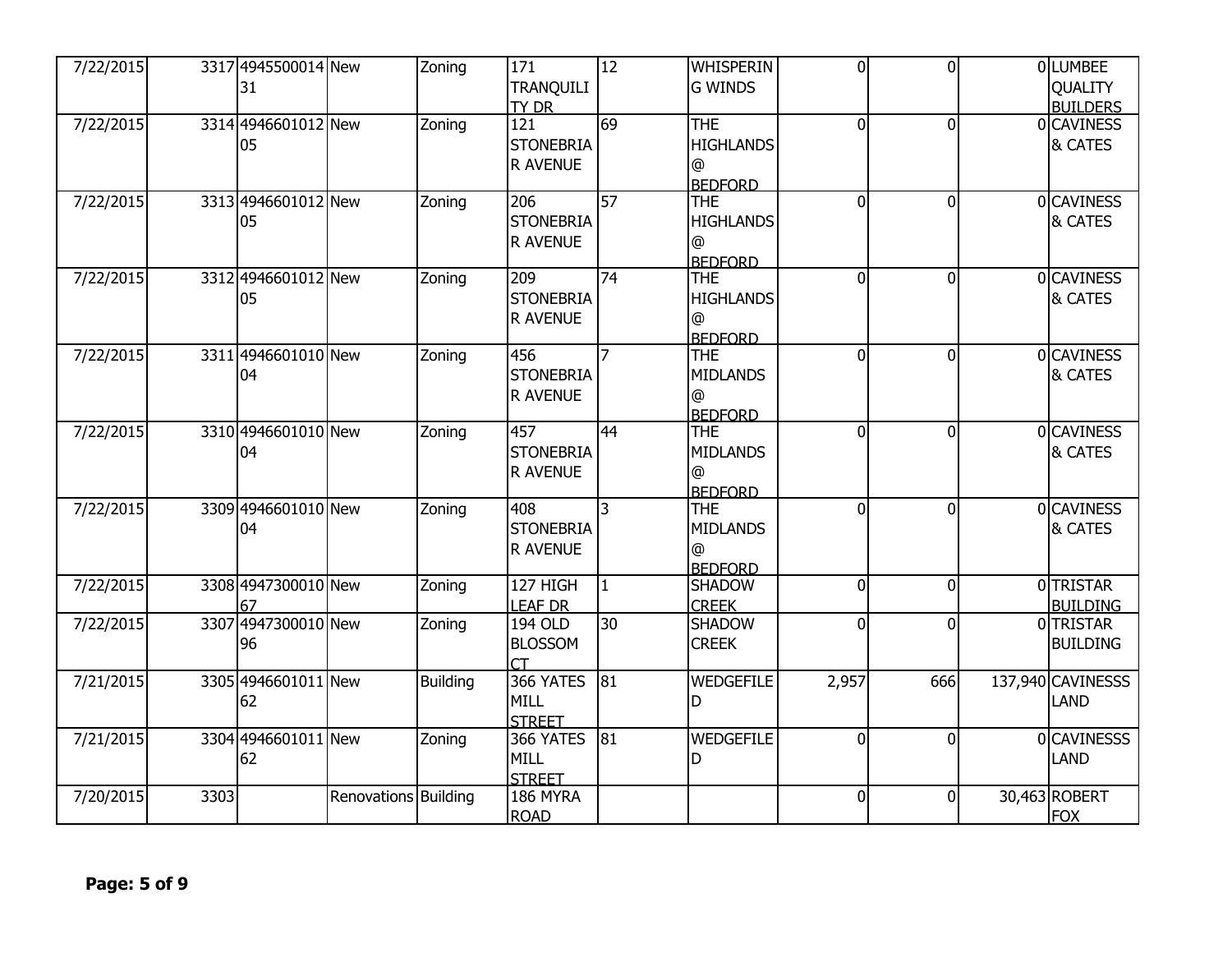| | | | | | | | | | | | |
|---|---|---|---|---|---|---|---|---|---|---|---|
| 7/22/2015 | 3317 | 494550001431 | New | Zoning | 171 TRANQUILITY DR | 12 | WHISPERING WINDS | 0 | 0 | 0 | LUMBEE QUALITY BUILDERS |
| 7/22/2015 | 3314 | 494660101205 | New | Zoning | 121 STONEBRIAR AVENUE | 69 | THE HIGHLANDS @ BEDFORD | 0 | 0 | 0 | CAVINESS & CATES |
| 7/22/2015 | 3313 | 494660101205 | New | Zoning | 206 STONEBRIAR AVENUE | 57 | THE HIGHLANDS @ BEDFORD | 0 | 0 | 0 | CAVINESS & CATES |
| 7/22/2015 | 3312 | 494660101205 | New | Zoning | 209 STONEBRIAR AVENUE | 74 | THE HIGHLANDS @ BEDFORD | 0 | 0 | 0 | CAVINESS & CATES |
| 7/22/2015 | 3311 | 494660101004 | New | Zoning | 456 STONEBRIAR AVENUE | 7 | THE MIDLANDS @ BEDFORD | 0 | 0 | 0 | CAVINESS & CATES |
| 7/22/2015 | 3310 | 494660101004 | New | Zoning | 457 STONEBRIAR AVENUE | 44 | THE MIDLANDS @ BEDFORD | 0 | 0 | 0 | CAVINESS & CATES |
| 7/22/2015 | 3309 | 494660101004 | New | Zoning | 408 STONEBRIAR AVENUE | 3 | THE MIDLANDS @ BEDFORD | 0 | 0 | 0 | CAVINESS & CATES |
| 7/22/2015 | 3308 | 494730001067 | New | Zoning | 127 HIGH LEAF DR | 1 | SHADOW CREEK | 0 | 0 | 0 | TRISTAR BUILDING |
| 7/22/2015 | 3307 | 494730001096 | New | Zoning | 194 OLD BLOSSOM CT | 30 | SHADOW CREEK | 0 | 0 | 0 | TRISTAR BUILDING |
| 7/21/2015 | 3305 | 494660101162 | New | Building | 366 YATES MILL STREET | 81 | WEDGEFILED | 2,957 | 666 | 137,940 | CAVINESSS LAND |
| 7/21/2015 | 3304 | 494660101162 | New | Zoning | 366 YATES MILL STREET | 81 | WEDGEFILED | 0 | 0 | 0 | CAVINESSS LAND |
| 7/20/2015 | 3303 | | Renovations | Building | 186 MYRA ROAD | | | 0 | 0 | 30,463 | ROBERT FOX |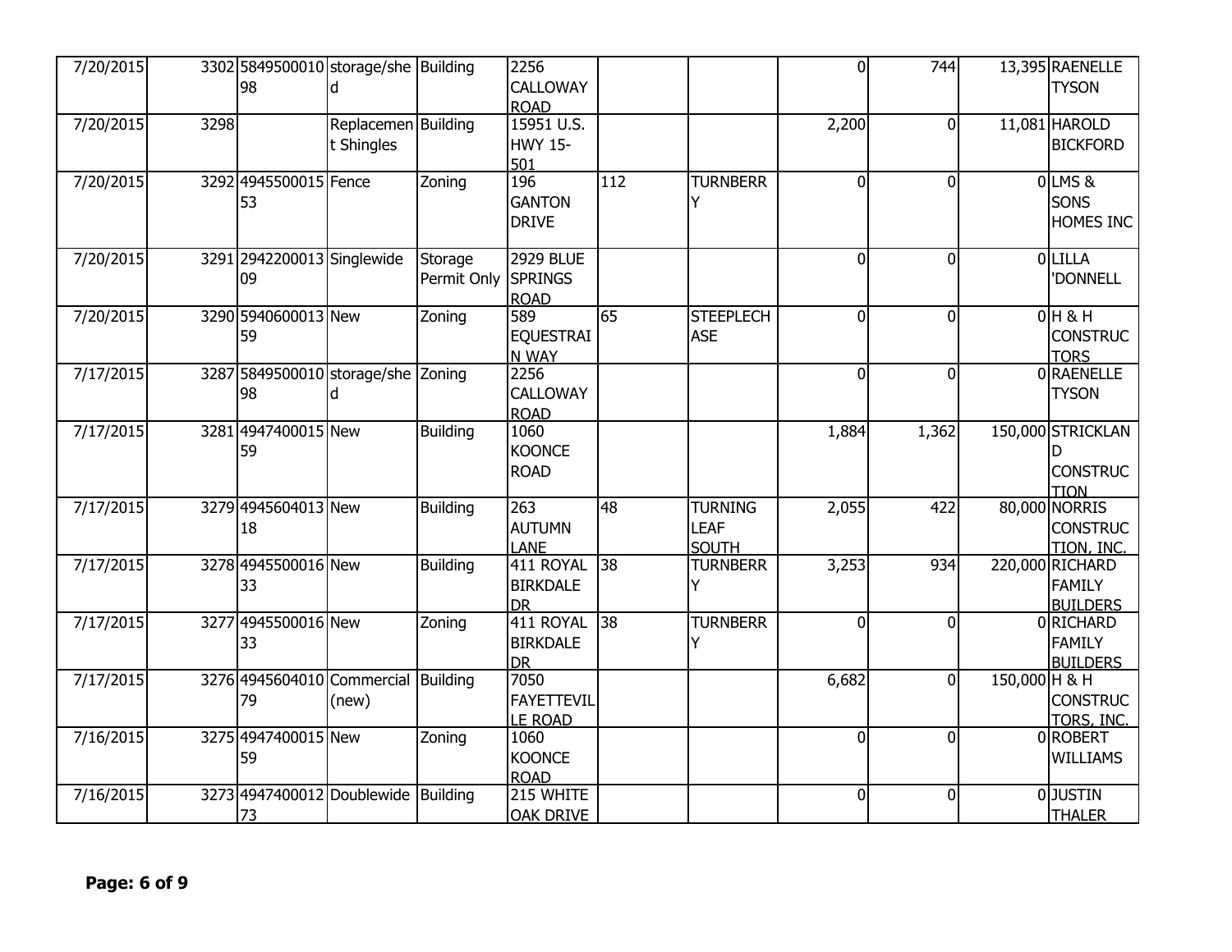| | | | | | | | | | | | |
|---|---|---|---|---|---|---|---|---|---|---|---|
| 7/20/2015 | 3302 | 584950001098 | storage/shed | Building | 2256 CALLOWAY ROAD | | | 0 | 744 | 13,395 | RAENELLE TYSON |
| 7/20/2015 | 3298 | | Replacement Shingles | Building | 15951 U.S. HWY 15-501 | | | 2,200 | 0 | 11,081 | HAROLD BICKFORD |
| 7/20/2015 | 3292 | 494550001553 | Fence | Zoning | 196 GANTON DRIVE | 112 | TURNBERRY | 0 | 0 | 0 | LMS & SONS HOMES INC |
| 7/20/2015 | 3291 | 294220001309 | Singlewide | Storage Permit Only | 2929 BLUE SPRINGS ROAD | | | 0 | 0 | 0 | LILLA 'DONNELL |
| 7/20/2015 | 3290 | 594060001359 | New | Zoning | 589 EQUESTRIAN WAY | 65 | STEEPLECHASE | 0 | 0 | 0 | H & H CONSTRUCTORS |
| 7/17/2015 | 3287 | 584950001098 | storage/shed | Zoning | 2256 CALLOWAY ROAD | | | 0 | 0 | 0 | RAENELLE TYSON |
| 7/17/2015 | 3281 | 494740001559 | New | Building | 1060 KOONCE ROAD | | | 1,884 | 1,362 | 150,000 | STRICKLAND CONSTRUCTION |
| 7/17/2015 | 3279 | 494560401318 | New | Building | 263 AUTUMN LANE | 48 | TURNING LEAF SOUTH | 2,055 | 422 | 80,000 | NORRIS CONSTRUCTION, INC. |
| 7/17/2015 | 3278 | 494550001633 | New | Building | 411 ROYAL BIRKDALE DR | 38 | TURNBERRY | 3,253 | 934 | 220,000 | RICHARD FAMILY BUILDERS |
| 7/17/2015 | 3277 | 494550001633 | New | Zoning | 411 ROYAL BIRKDALE DR | 38 | TURNBERRY | 0 | 0 | 0 | RICHARD FAMILY BUILDERS |
| 7/17/2015 | 3276 | 494560401079 | Commercial (new) | Building | 7050 FAYETTEVILLE ROAD | | | 6,682 | 0 | 150,000 | H & H CONSTRUCTORS, INC. |
| 7/16/2015 | 3275 | 494740001559 | New | Zoning | 1060 KOONCE ROAD | | | 0 | 0 | 0 | ROBERT WILLIAMS |
| 7/16/2015 | 3273 | 494740001273 | Doublewide | Building | 215 WHITE OAK DRIVE | | | 0 | 0 | 0 | JUSTIN THALER |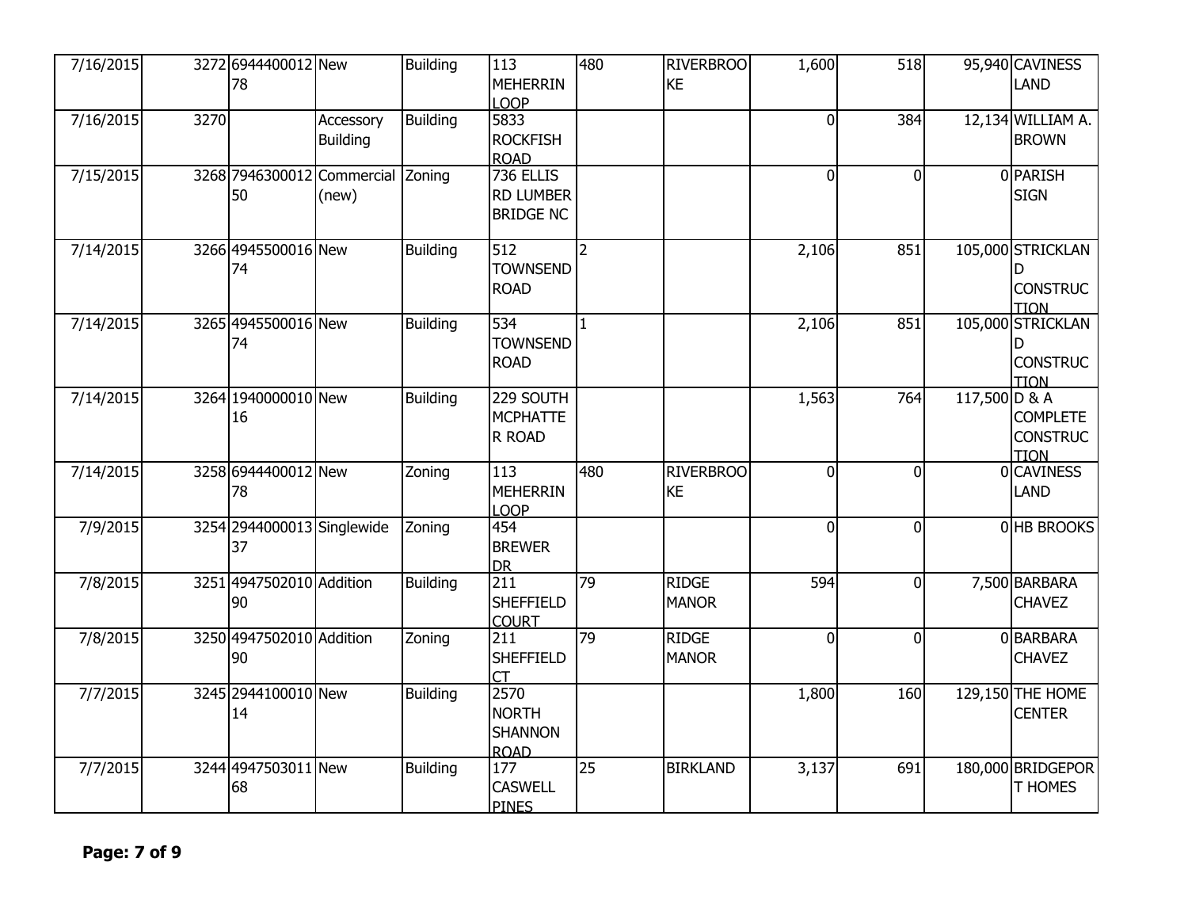| | | | | | | | | | | | |
|---|---|---|---|---|---|---|---|---|---|---|---|
| 7/16/2015 | 3272 | 694440001278 | New | Building | 113 MEHERRIN LOOP | 480 | RIVERBROOKE | 1,600 | 518 | 95,940 | CAVINESS LAND |
| 7/16/2015 | 3270 | | Accessory Building | Building | 5833 ROCKFISH ROAD | | | 0 | 384 | 12,134 | WILLIAM A. BROWN |
| 7/15/2015 | 3268 | 794630001250 | Commercial (new) | Zoning | 736 ELLIS RD LUMBER BRIDGE NC | | | 0 | 0 | 0 | PARISH SIGN |
| 7/14/2015 | 3266 | 494550001674 | New | Building | 512 TOWNSEND ROAD | 2 | | 2,106 | 851 | 105,000 | STRICKLAND CONSTRUCTION |
| 7/14/2015 | 3265 | 494550001674 | New | Building | 534 TOWNSEND ROAD | 1 | | 2,106 | 851 | 105,000 | STRICKLAND CONSTRUCTION |
| 7/14/2015 | 3264 | 194000001016 | New | Building | 229 SOUTH MCPHATTER ROAD | | | 1,563 | 764 | 117,500 | D & A COMPLETE CONSTRUCTION |
| 7/14/2015 | 3258 | 694440001278 | New | Zoning | 113 MEHERRIN LOOP | 480 | RIVERBROOKE | 0 | 0 | 0 | CAVINESS LAND |
| 7/9/2015 | 3254 | 294400001337 | Singlewide | Zoning | 454 BREWER DR | | | 0 | 0 | 0 | HB BROOKS |
| 7/8/2015 | 3251 | 494750201090 | Addition | Building | 211 SHEFFIELD COURT | 79 | RIDGE MANOR | 594 | 0 | 7,500 | BARBARA CHAVEZ |
| 7/8/2015 | 3250 | 494750201090 | Addition | Zoning | 211 SHEFFIELD CT | 79 | RIDGE MANOR | 0 | 0 | 0 | BARBARA CHAVEZ |
| 7/7/2015 | 3245 | 294410001014 | New | Building | 2570 NORTH SHANNON ROAD | | | 1,800 | 160 | 129,150 | THE HOME CENTER |
| 7/7/2015 | 3244 | 494750301168 | New | Building | 177 CASWELL PINES | 25 | BIRKLAND | 3,137 | 691 | 180,000 | BRIDGEPORT HOMES |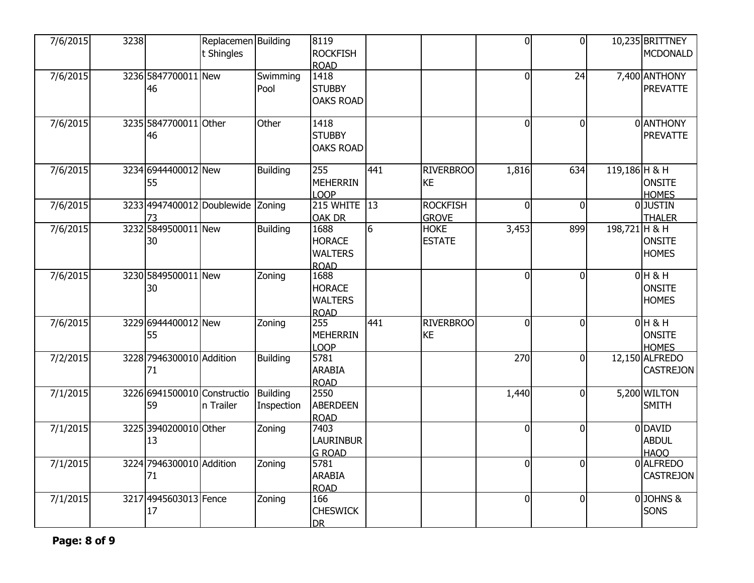| | | | | | | | | | | | |
|---|---|---|---|---|---|---|---|---|---|---|---|
| 7/6/2015 | 3238 | | Replacement Shingles | Building | 8119 ROCKFISH ROAD | | | 0 | 0 | 10,235 | BRITTNEY MCDONALD |
| 7/6/2015 | 3236 | 584770001146 | New | Swimming Pool | 1418 STUBBY OAKS ROAD | | | 0 | 24 | 7,400 | ANTHONY PREVATTE |
| 7/6/2015 | 3235 | 584770001146 | Other | Other | 1418 STUBBY OAKS ROAD | | | 0 | 0 | 0 | ANTHONY PREVATTE |
| 7/6/2015 | 3234 | 694440001255 | New | Building | 255 MEHERRIN LOOP | 441 | RIVERBROOKE | 1,816 | 634 | 119,186 | H & H ONSITE HOMES |
| 7/6/2015 | 3233 | 494740001273 | Doublewide | Zoning | 215 WHITE OAK DR | 13 | ROCKFISH GROVE | 0 | 0 | 0 | JUSTIN THALER |
| 7/6/2015 | 3232 | 584950001130 | New | Building | 1688 HORACE WALTERS ROAD | 6 | HOKE ESTATE | 3,453 | 899 | 198,721 | H & H ONSITE HOMES |
| 7/6/2015 | 3230 | 584950001130 | New | Zoning | 1688 HORACE WALTERS ROAD | | | 0 | 0 | 0 | H & H ONSITE HOMES |
| 7/6/2015 | 3229 | 694440001255 | New | Zoning | 255 MEHERRIN LOOP | 441 | RIVERBROOKE | 0 | 0 | 0 | H & H ONSITE HOMES |
| 7/2/2015 | 3228 | 794630001071 | Addition | Building | 5781 ARABIA ROAD | | | 270 | 0 | 12,150 | ALFREDO CASTREJON |
| 7/1/2015 | 3226 | 694150001059 | Construction Trailer | Building Inspection | 2550 ABERDEEN ROAD | | | 1,440 | 0 | 5,200 | WILTON SMITH |
| 7/1/2015 | 3225 | 394020001013 | Other | Zoning | 7403 LAURINBURG ROAD | | | 0 | 0 | 0 | DAVID ABDUL HAQQ |
| 7/1/2015 | 3224 | 794630001071 | Addition | Zoning | 5781 ARABIA ROAD | | | 0 | 0 | 0 | ALFREDO CASTREJON |
| 7/1/2015 | 3217 | 494560301317 | Fence | Zoning | 166 CHESWICK DR | | | 0 | 0 | 0 | JOHNS & SONS |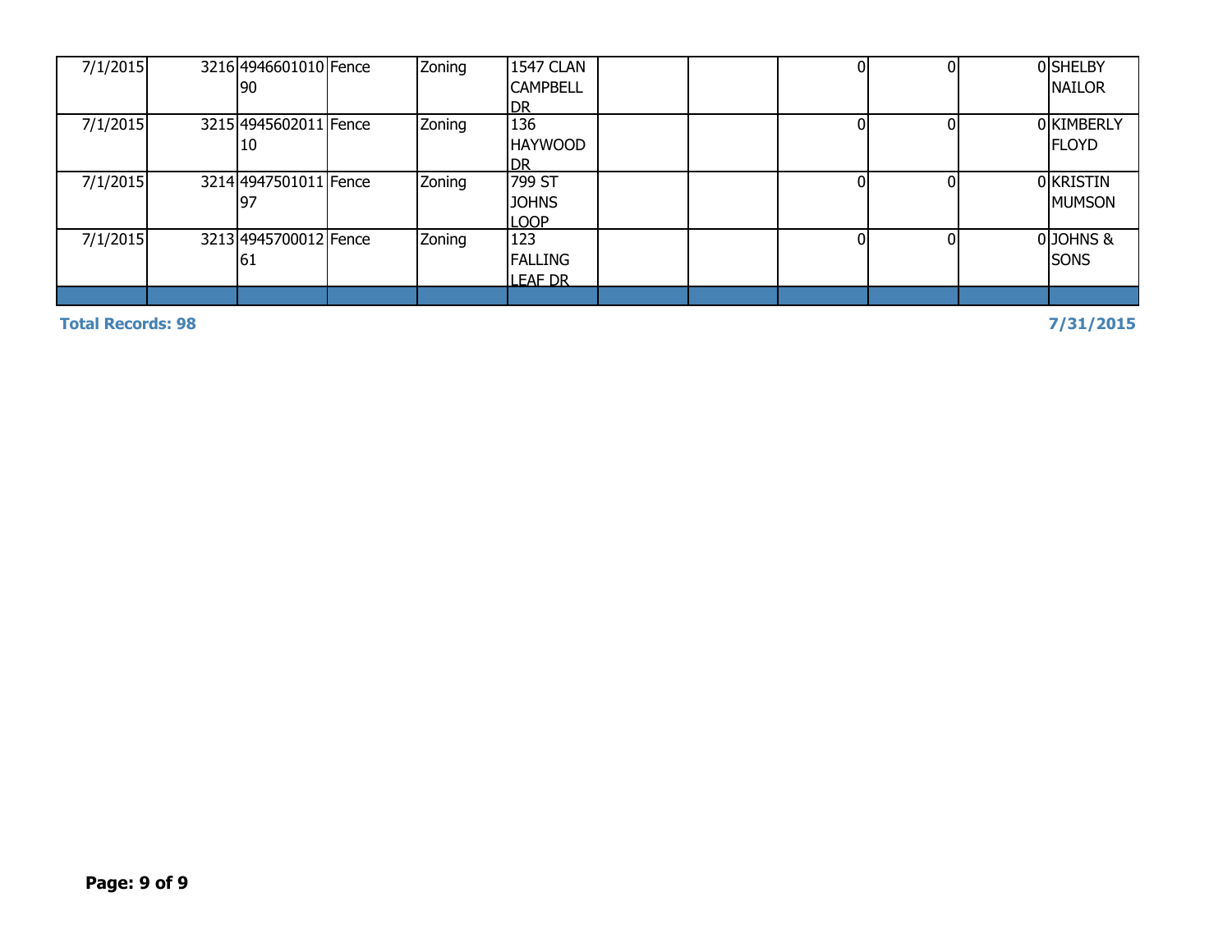| | | | | | | | | | | | |
|---|---|---|---|---|---|---|---|---|---|---|---|
| 7/1/2015 | 3216 | 494660101090 | Fence | Zoning | 1547 CLAN CAMPBELL DR | | | 0 | 0 | 0 | SHELBY NAILOR |
| 7/1/2015 | 3215 | 494560201110 | Fence | Zoning | 136 HAYWOOD DR | | | 0 | 0 | 0 | KIMBERLY FLOYD |
| 7/1/2015 | 3214 | 494750101197 | Fence | Zoning | 799 ST JOHNS LOOP | | | 0 | 0 | 0 | KRISTIN MUMSON |
| 7/1/2015 | 3213 | 494570001261 | Fence | Zoning | 123 FALLING LEAF DR | | | 0 | 0 | 0 | JOHNS & SONS |
| | | | | | | | | | | | |

**Total Records: 98**

**7/31/2015**